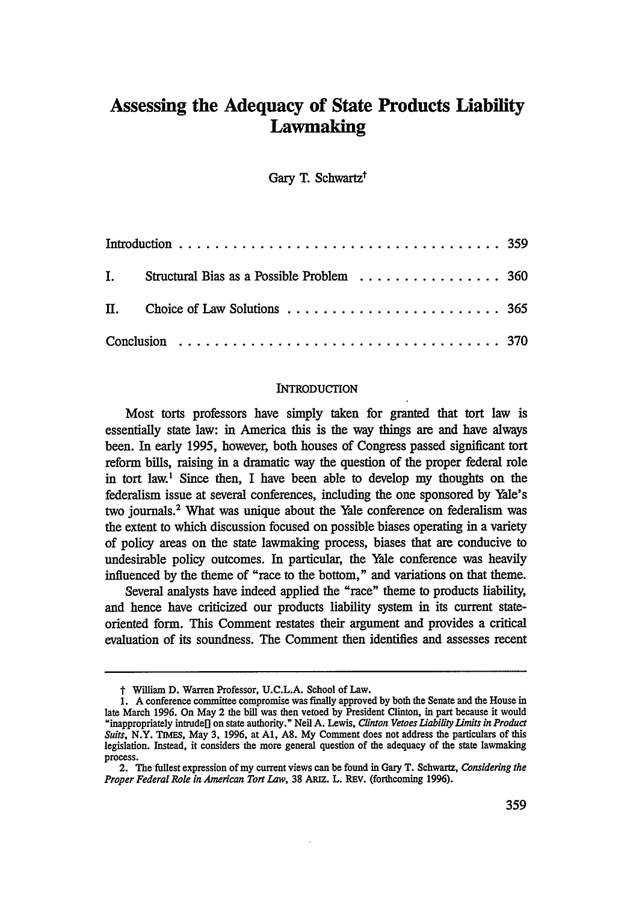# Assessing the Adequacy of State Products Liability Lawmaking

Gary T. Schwartz†

| | | |
|---|---|---|
| Introduction | | 359 |
| I. | Structural Bias as a Possible Problem | 360 |
| II. | Choice of Law Solutions | 365 |
| Conclusion | | 370 |

## INTRODUCTION

Most torts professors have simply taken for granted that tort law is essentially state law: in America this is the way things are and have always been. In early 1995, however, both houses of Congress passed significant tort reform bills, raising in a dramatic way the question of the proper federal role in tort law.[1] Since then, I have been able to develop my thoughts on the federalism issue at several conferences, including the one sponsored by Yale's two journals.[2] What was unique about the Yale conference on federalism was the extent to which discussion focused on possible biases operating in a variety of policy areas on the state lawmaking process, biases that are conducive to undesirable policy outcomes. In particular, the Yale conference was heavily influenced by the theme of "race to the bottom," and variations on that theme.

Several analysts have indeed applied the "race" theme to products liability, and hence have criticized our products liability system in its current state-oriented form. This Comment restates their argument and provides a critical evaluation of its soundness. The Comment then identifies and assesses recent

---

† William D. Warren Professor, U.C.L.A. School of Law.

1. A conference committee compromise was finally approved by both the Senate and the House in late March 1996. On May 2 the bill was then vetoed by President Clinton, in part because it would "inappropriately intrude[] on state authority." Neil A. Lewis, *Clinton Vetoes Liability Limits in Product Suits*, N.Y. TIMES, May 3, 1996, at A1, A8. My Comment does not address the particulars of this legislation. Instead, it considers the more general question of the adequacy of the state lawmaking process.

2. The fullest expression of my current views can be found in Gary T. Schwartz, *Considering the Proper Federal Role in American Tort Law*, 38 ARIZ. L. REV. (forthcoming 1996).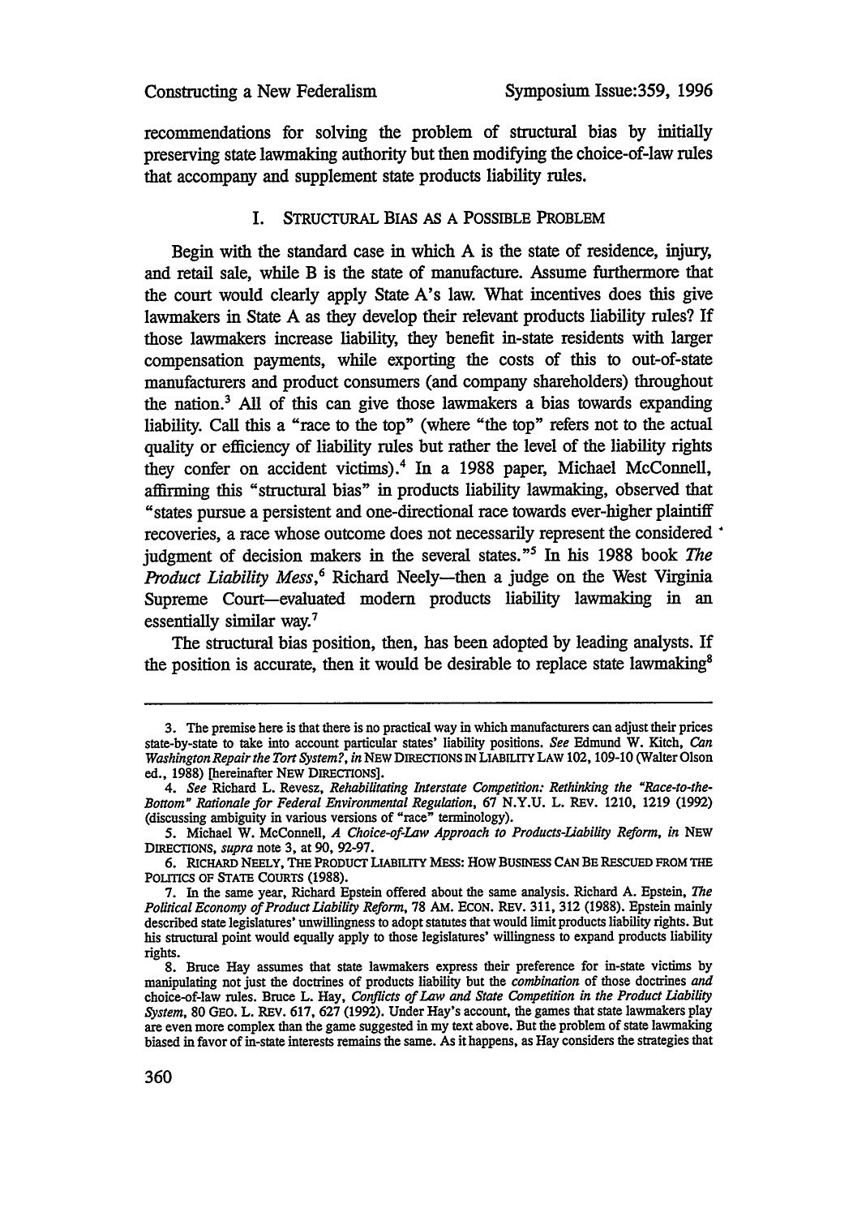recommendations for solving the problem of structural bias by initially preserving state lawmaking authority but then modifying the choice-of-law rules that accompany and supplement state products liability rules.

## I. STRUCTURAL BIAS AS A POSSIBLE PROBLEM

Begin with the standard case in which A is the state of residence, injury, and retail sale, while B is the state of manufacture. Assume furthermore that the court would clearly apply State A's law. What incentives does this give lawmakers in State A as they develop their relevant products liability rules? If those lawmakers increase liability, they benefit in-state residents with larger compensation payments, while exporting the costs of this to out-of-state manufacturers and product consumers (and company shareholders) throughout the nation.[3] All of this can give those lawmakers a bias towards expanding liability. Call this a "race to the top" (where "the top" refers not to the actual quality or efficiency of liability rules but rather the level of the liability rights they confer on accident victims).[4] In a 1988 paper, Michael McConnell, affirming this "structural bias" in products liability lawmaking, observed that "states pursue a persistent and one-directional race towards ever-higher plaintiff recoveries, a race whose outcome does not necessarily represent the considered judgment of decision makers in the several states."[5] In his 1988 book *The Product Liability Mess*,[6] Richard Neely—then a judge on the West Virginia Supreme Court—evaluated modern products liability lawmaking in an essentially similar way.[7]

The structural bias position, then, has been adopted by leading analysts. If the position is accurate, then it would be desirable to replace state lawmaking[8]

---

3. The premise here is that there is no practical way in which manufacturers can adjust their prices state-by-state to take into account particular states' liability positions. *See* Edmund W. Kitch, *Can Washington Repair the Tort System?*, *in* NEW DIRECTIONS IN LIABILITY LAW 102, 109-10 (Walter Olson ed., 1988) [hereinafter NEW DIRECTIONS].

4. *See* Richard L. Revesz, *Rehabilitating Interstate Competition: Rethinking the "Race-to-the-Bottom" Rationale for Federal Environmental Regulation*, 67 N.Y.U. L. REV. 1210, 1219 (1992) (discussing ambiguity in various versions of "race" terminology).

5. Michael W. McConnell, *A Choice-of-Law Approach to Products-Liability Reform*, *in* NEW DIRECTIONS, *supra* note 3, at 90, 92-97.

6. RICHARD NEELY, THE PRODUCT LIABILITY MESS: HOW BUSINESS CAN BE RESCUED FROM THE POLITICS OF STATE COURTS (1988).

7. In the same year, Richard Epstein offered about the same analysis. Richard A. Epstein, *The Political Economy of Product Liability Reform*, 78 AM. ECON. REV. 311, 312 (1988). Epstein mainly described state legislatures' unwillingness to adopt statutes that would limit products liability rights. But his structural point would equally apply to those legislatures' willingness to expand products liability rights.

8. Bruce Hay assumes that state lawmakers express their preference for in-state victims by manipulating not just the doctrines of products liability but the *combination* of those doctrines *and* choice-of-law rules. Bruce L. Hay, *Conflicts of Law and State Competition in the Product Liability System*, 80 GEO. L. REV. 617, 627 (1992). Under Hay's account, the games that state lawmakers play are even more complex than the game suggested in my text above. But the problem of state lawmaking biased in favor of in-state interests remains the same. As it happens, as Hay considers the strategies that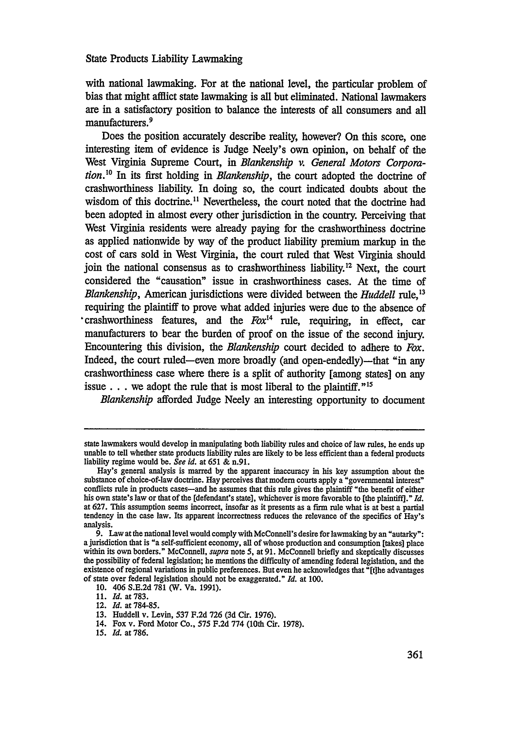with national lawmaking. For at the national level, the particular problem of bias that might afflict state lawmaking is all but eliminated. National lawmakers are in a satisfactory position to balance the interests of all consumers and all manufacturers.[9]

Does the position accurately describe reality, however? On this score, one interesting item of evidence is Judge Neely's own opinion, on behalf of the West Virginia Supreme Court, in *Blankenship v. General Motors Corporation*.[10] In its first holding in *Blankenship*, the court adopted the doctrine of crashworthiness liability. In doing so, the court indicated doubts about the wisdom of this doctrine.[11] Nevertheless, the court noted that the doctrine had been adopted in almost every other jurisdiction in the country. Perceiving that West Virginia residents were already paying for the crashworthiness doctrine as applied nationwide by way of the product liability premium markup in the cost of cars sold in West Virginia, the court ruled that West Virginia should join the national consensus as to crashworthiness liability.[12] Next, the court considered the "causation" issue in crashworthiness cases. At the time of *Blankenship*, American jurisdictions were divided between the *Huddell* rule,[13] requiring the plaintiff to prove what added injuries were due to the absence of crashworthiness features, and the *Fox*[14] rule, requiring, in effect, car manufacturers to bear the burden of proof on the issue of the second injury. Encountering this division, the *Blankenship* court decided to adhere to *Fox*. Indeed, the court ruled—even more broadly (and open-endedly)—that "in any crashworthiness case where there is a split of authority [among states] on any issue . . . we adopt the rule that is most liberal to the plaintiff."[15]

*Blankenship* afforded Judge Neely an interesting opportunity to document

---

state lawmakers would develop in manipulating both liability rules and choice of law rules, he ends up unable to tell whether state products liability rules are likely to be less efficient than a federal products liability regime would be. *See id.* at 651 & n.91.

Hay's general analysis is marred by the apparent inaccuracy in his key assumption about the substance of choice-of-law doctrine. Hay perceives that modern courts apply a "governmental interest" conflicts rule in products cases—and he assumes that this rule gives the plaintiff "the benefit of either his own state's law or that of the [defendant's state], whichever is more favorable to [the plaintiff]." *Id.* at 627. This assumption seems incorrect, insofar as it presents as a firm rule what is at best a partial tendency in the case law. Its apparent incorrectness reduces the relevance of the specifics of Hay's analysis.

9. Law at the national level would comply with McConnell's desire for lawmaking by an "autarky": a jurisdiction that is "a self-sufficient economy, all of whose production and consumption [takes] place within its own borders." McConnell, *supra* note 5, at 91. McConnell briefly and skeptically discusses the possibility of federal legislation; he mentions the difficulty of amending federal legislation, and the existence of regional variations in public preferences. But even he acknowledges that "[t]he advantages of state over federal legislation should not be exaggerated." *Id.* at 100.

10. 406 S.E.2d 781 (W. Va. 1991).

11. *Id.* at 783.

12. *Id.* at 784-85.

13. Huddell v. Levin, 537 F.2d 726 (3d Cir. 1976).

14. Fox v. Ford Motor Co., 575 F.2d 774 (10th Cir. 1978).

15. *Id.* at 786.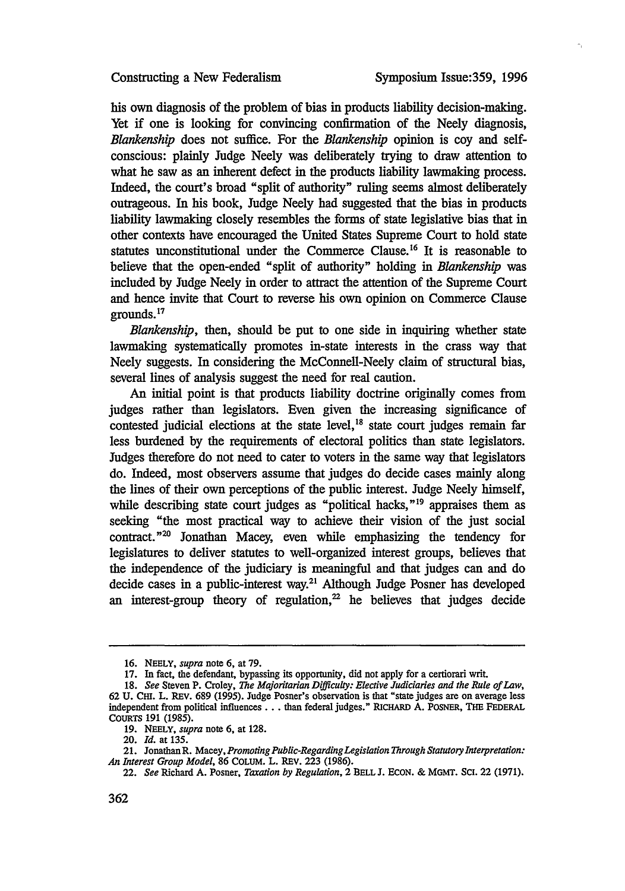his own diagnosis of the problem of bias in products liability decision-making. Yet if one is looking for convincing confirmation of the Neely diagnosis, *Blankenship* does not suffice. For the *Blankenship* opinion is coy and self-conscious: plainly Judge Neely was deliberately trying to draw attention to what he saw as an inherent defect in the products liability lawmaking process. Indeed, the court's broad "split of authority" ruling seems almost deliberately outrageous. In his book, Judge Neely had suggested that the bias in products liability lawmaking closely resembles the forms of state legislative bias that in other contexts have encouraged the United States Supreme Court to hold state statutes unconstitutional under the Commerce Clause.[16] It is reasonable to believe that the open-ended "split of authority" holding in *Blankenship* was included by Judge Neely in order to attract the attention of the Supreme Court and hence invite that Court to reverse his own opinion on Commerce Clause grounds.[17]

*Blankenship*, then, should be put to one side in inquiring whether state lawmaking systematically promotes in-state interests in the crass way that Neely suggests. In considering the McConnell-Neely claim of structural bias, several lines of analysis suggest the need for real caution.

An initial point is that products liability doctrine originally comes from judges rather than legislators. Even given the increasing significance of contested judicial elections at the state level,[18] state court judges remain far less burdened by the requirements of electoral politics than state legislators. Judges therefore do not need to cater to voters in the same way that legislators do. Indeed, most observers assume that judges do decide cases mainly along the lines of their own perceptions of the public interest. Judge Neely himself, while describing state court judges as "political hacks,"[19] appraises them as seeking "the most practical way to achieve their vision of the just social contract."[20] Jonathan Macey, even while emphasizing the tendency for legislatures to deliver statutes to well-organized interest groups, believes that the independence of the judiciary is meaningful and that judges can and do decide cases in a public-interest way.[21] Although Judge Posner has developed an interest-group theory of regulation,[22] he believes that judges decide

---

16. NEELY, *supra* note 6, at 79.

17. In fact, the defendant, bypassing its opportunity, did not apply for a certiorari writ.

18. *See* Steven P. Croley, *The Majoritarian Difficulty: Elective Judiciaries and the Rule of Law*, 62 U. CHI. L. REV. 689 (1995). Judge Posner's observation is that "state judges are on average less independent from political influences . . . than federal judges." RICHARD A. POSNER, THE FEDERAL COURTS 191 (1985).

19. NEELY, *supra* note 6, at 128.

20. *Id.* at 135.

21. Jonathan R. Macey, *Promoting Public-Regarding Legislation Through Statutory Interpretation: An Interest Group Model*, 86 COLUM. L. REV. 223 (1986).

22. *See* Richard A. Posner, *Taxation by Regulation*, 2 BELL J. ECON. & MGMT. SCI. 22 (1971).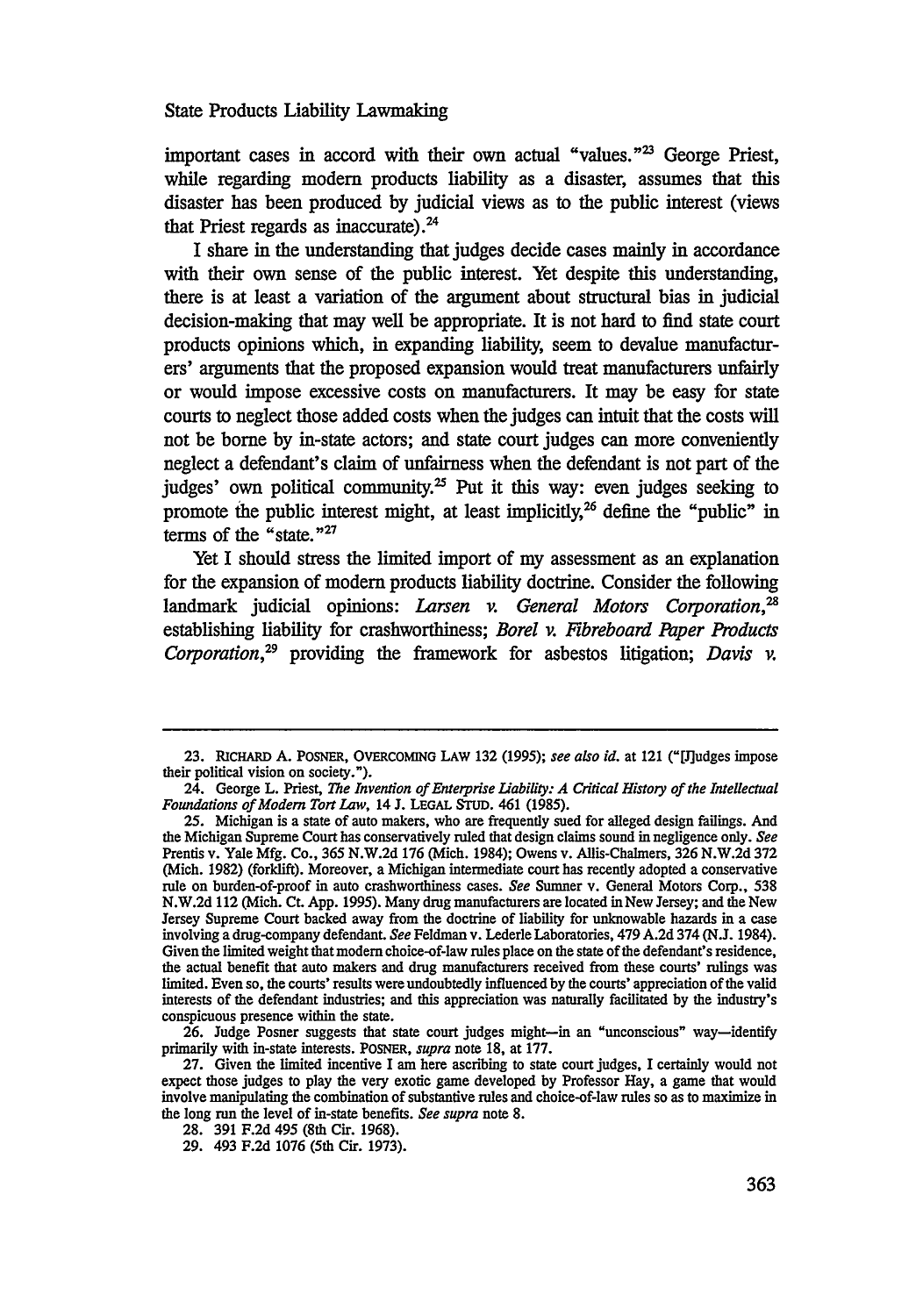important cases in accord with their own actual "values."[23] George Priest, while regarding modern products liability as a disaster, assumes that this disaster has been produced by judicial views as to the public interest (views that Priest regards as inaccurate).[24]

I share in the understanding that judges decide cases mainly in accordance with their own sense of the public interest. Yet despite this understanding, there is at least a variation of the argument about structural bias in judicial decision-making that may well be appropriate. It is not hard to find state court products opinions which, in expanding liability, seem to devalue manufacturers' arguments that the proposed expansion would treat manufacturers unfairly or would impose excessive costs on manufacturers. It may be easy for state courts to neglect those added costs when the judges can intuit that the costs will not be borne by in-state actors; and state court judges can more conveniently neglect a defendant's claim of unfairness when the defendant is not part of the judges' own political community.[25] Put it this way: even judges seeking to promote the public interest might, at least implicitly,[26] define the "public" in terms of the "state."[27]

Yet I should stress the limited import of my assessment as an explanation for the expansion of modern products liability doctrine. Consider the following landmark judicial opinions: *Larsen v. General Motors Corporation*,[28] establishing liability for crashworthiness; *Borel v. Fibreboard Paper Products Corporation*,[29] providing the framework for asbestos litigation; *Davis v.*

---

23. RICHARD A. POSNER, OVERCOMING LAW 132 (1995); *see also id.* at 121 ("[J]udges impose their political vision on society.").

24. George L. Priest, *The Invention of Enterprise Liability: A Critical History of the Intellectual Foundations of Modern Tort Law*, 14 J. LEGAL STUD. 461 (1985).

25. Michigan is a state of auto makers, who are frequently sued for alleged design failings. And the Michigan Supreme Court has conservatively ruled that design claims sound in negligence only. *See* Prentis v. Yale Mfg. Co., 365 N.W.2d 176 (Mich. 1984); Owens v. Allis-Chalmers, 326 N.W.2d 372 (Mich. 1982) (forklift). Moreover, a Michigan intermediate court has recently adopted a conservative rule on burden-of-proof in auto crashworthiness cases. *See* Sumner v. General Motors Corp., 538 N.W.2d 112 (Mich. Ct. App. 1995). Many drug manufacturers are located in New Jersey; and the New Jersey Supreme Court backed away from the doctrine of liability for unknowable hazards in a case involving a drug-company defendant. *See* Feldman v. Lederle Laboratories, 479 A.2d 374 (N.J. 1984). Given the limited weight that modern choice-of-law rules place on the state of the defendant's residence, the actual benefit that auto makers and drug manufacturers received from these courts' rulings was limited. Even so, the courts' results were undoubtedly influenced by the courts' appreciation of the valid interests of the defendant industries; and this appreciation was naturally facilitated by the industry's conspicuous presence within the state.

26. Judge Posner suggests that state court judges might—in an "unconscious" way—identify primarily with in-state interests. POSNER, *supra* note 18, at 177.

27. Given the limited incentive I am here ascribing to state court judges, I certainly would not expect those judges to play the very exotic game developed by Professor Hay, a game that would involve manipulating the combination of substantive rules and choice-of-law rules so as to maximize in the long run the level of in-state benefits. *See supra* note 8.

28. 391 F.2d 495 (8th Cir. 1968).

29. 493 F.2d 1076 (5th Cir. 1973).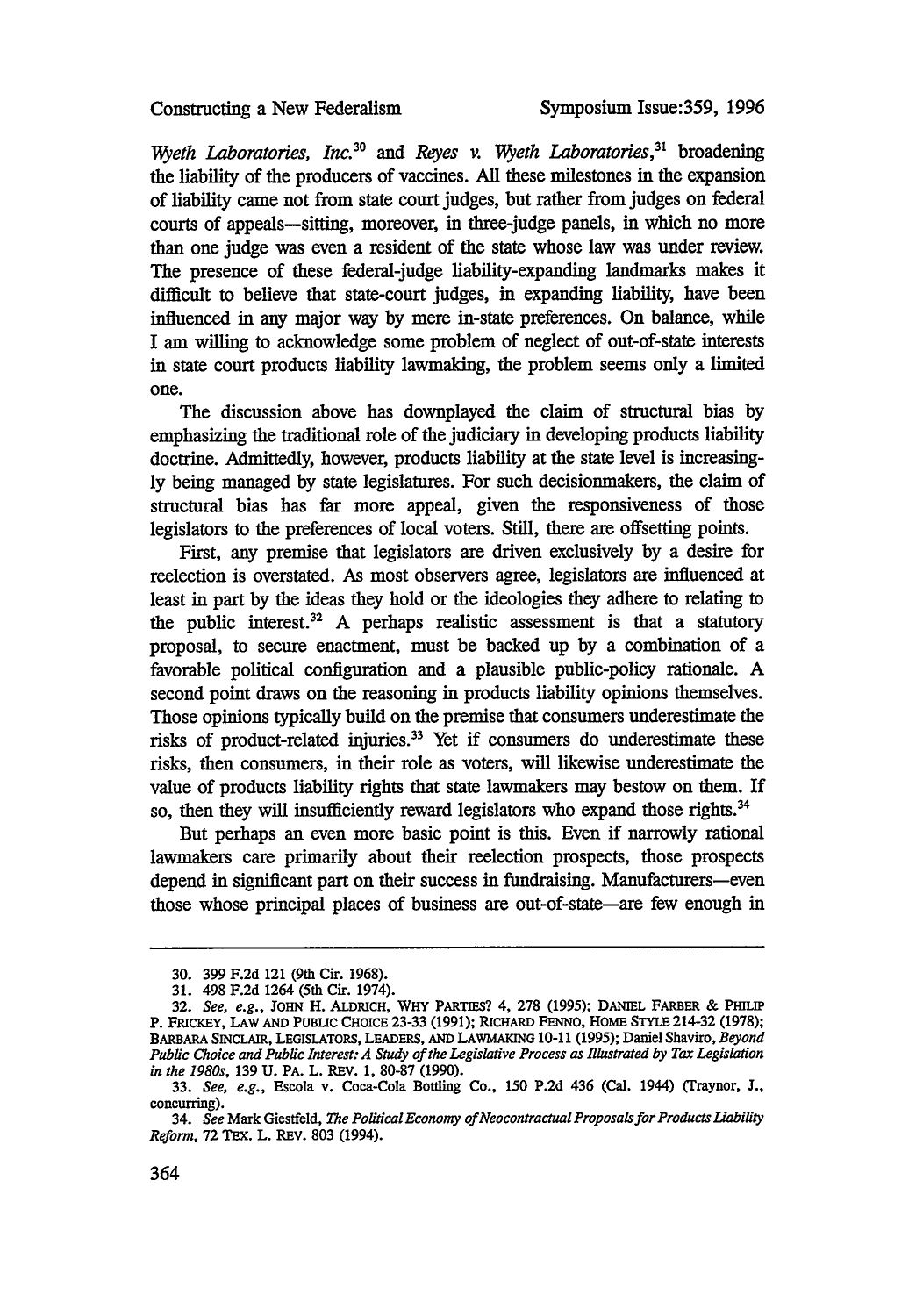*Wyeth Laboratories, Inc.*[30] and *Reyes v. Wyeth Laboratories*,[31] broadening the liability of the producers of vaccines. All these milestones in the expansion of liability came not from state court judges, but rather from judges on federal courts of appeals—sitting, moreover, in three-judge panels, in which no more than one judge was even a resident of the state whose law was under review. The presence of these federal-judge liability-expanding landmarks makes it difficult to believe that state-court judges, in expanding liability, have been influenced in any major way by mere in-state preferences. On balance, while I am willing to acknowledge some problem of neglect of out-of-state interests in state court products liability lawmaking, the problem seems only a limited one.

The discussion above has downplayed the claim of structural bias by emphasizing the traditional role of the judiciary in developing products liability doctrine. Admittedly, however, products liability at the state level is increasingly being managed by state legislatures. For such decisionmakers, the claim of structural bias has far more appeal, given the responsiveness of those legislators to the preferences of local voters. Still, there are offsetting points.

First, any premise that legislators are driven exclusively by a desire for reelection is overstated. As most observers agree, legislators are influenced at least in part by the ideas they hold or the ideologies they adhere to relating to the public interest.[32] A perhaps realistic assessment is that a statutory proposal, to secure enactment, must be backed up by a combination of a favorable political configuration and a plausible public-policy rationale. A second point draws on the reasoning in products liability opinions themselves. Those opinions typically build on the premise that consumers underestimate the risks of product-related injuries.[33] Yet if consumers do underestimate these risks, then consumers, in their role as voters, will likewise underestimate the value of products liability rights that state lawmakers may bestow on them. If so, then they will insufficiently reward legislators who expand those rights.[34]

But perhaps an even more basic point is this. Even if narrowly rational lawmakers care primarily about their reelection prospects, those prospects depend in significant part on their success in fundraising. Manufacturers—even those whose principal places of business are out-of-state—are few enough in

---

30. 399 F.2d 121 (9th Cir. 1968).

31. 498 F.2d 1264 (5th Cir. 1974).

32. *See, e.g.*, JOHN H. ALDRICH, WHY PARTIES? 4, 278 (1995); DANIEL FARBER & PHILIP P. FRICKEY, LAW AND PUBLIC CHOICE 23-33 (1991); RICHARD FENNO, HOME STYLE 214-32 (1978); BARBARA SINCLAIR, LEGISLATORS, LEADERS, AND LAWMAKING 10-11 (1995); Daniel Shaviro, *Beyond Public Choice and Public Interest: A Study of the Legislative Process as Illustrated by Tax Legislation in the 1980s*, 139 U. PA. L. REV. 1, 80-87 (1990).

33. *See, e.g.*, Escola v. Coca-Cola Bottling Co., 150 P.2d 436 (Cal. 1944) (Traynor, J., concurring).

34. *See* Mark Giestfeld, *The Political Economy of Neocontractual Proposals for Products Liability Reform*, 72 TEX. L. REV. 803 (1994).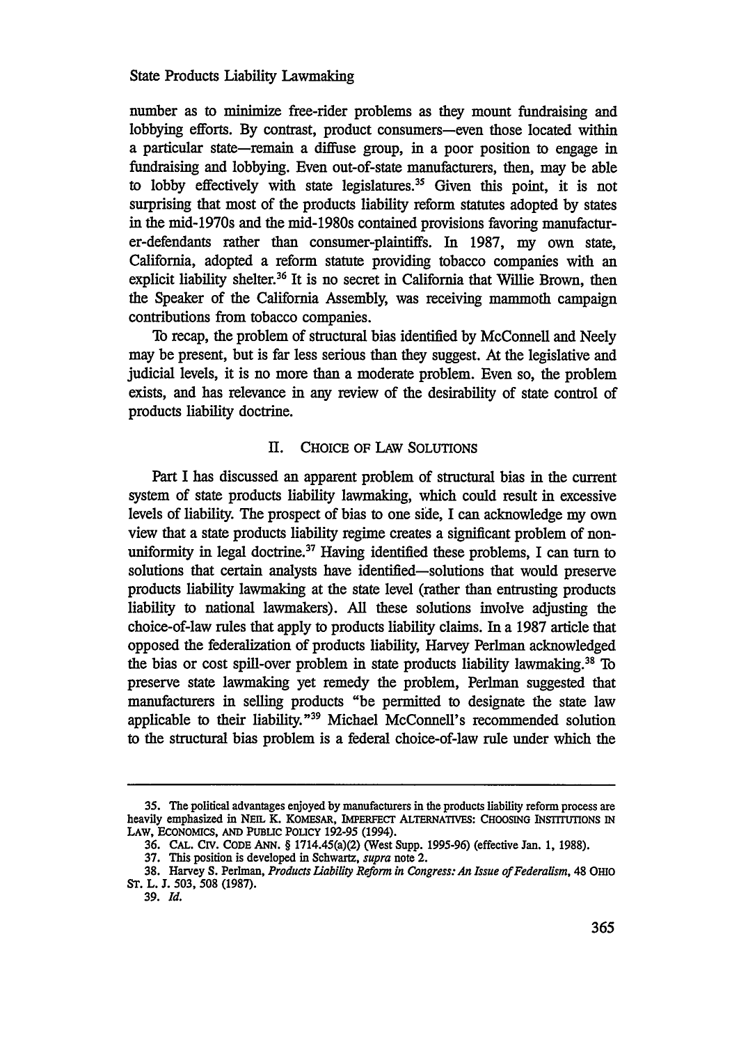number as to minimize free-rider problems as they mount fundraising and lobbying efforts. By contrast, product consumers—even those located within a particular state—remain a diffuse group, in a poor position to engage in fundraising and lobbying. Even out-of-state manufacturers, then, may be able to lobby effectively with state legislatures.[35] Given this point, it is not surprising that most of the products liability reform statutes adopted by states in the mid-1970s and the mid-1980s contained provisions favoring manufacturer-defendants rather than consumer-plaintiffs. In 1987, my own state, California, adopted a reform statute providing tobacco companies with an explicit liability shelter.[36] It is no secret in California that Willie Brown, then the Speaker of the California Assembly, was receiving mammoth campaign contributions from tobacco companies.

To recap, the problem of structural bias identified by McConnell and Neely may be present, but is far less serious than they suggest. At the legislative and judicial levels, it is no more than a moderate problem. Even so, the problem exists, and has relevance in any review of the desirability of state control of products liability doctrine.

## II. Choice of Law Solutions

Part I has discussed an apparent problem of structural bias in the current system of state products liability lawmaking, which could result in excessive levels of liability. The prospect of bias to one side, I can acknowledge my own view that a state products liability regime creates a significant problem of non-uniformity in legal doctrine.[37] Having identified these problems, I can turn to solutions that certain analysts have identified—solutions that would preserve products liability lawmaking at the state level (rather than entrusting products liability to national lawmakers). All these solutions involve adjusting the choice-of-law rules that apply to products liability claims. In a 1987 article that opposed the federalization of products liability, Harvey Perlman acknowledged the bias or cost spill-over problem in state products liability lawmaking.[38] To preserve state lawmaking yet remedy the problem, Perlman suggested that manufacturers in selling products "be permitted to designate the state law applicable to their liability."[39] Michael McConnell's recommended solution to the structural bias problem is a federal choice-of-law rule under which the

---

35. The political advantages enjoyed by manufacturers in the products liability reform process are heavily emphasized in NEIL K. KOMESAR, IMPERFECT ALTERNATIVES: CHOOSING INSTITUTIONS IN LAW, ECONOMICS, AND PUBLIC POLICY 192-95 (1994).

36. CAL. CIV. CODE ANN. § 1714.45(a)(2) (West Supp. 1995-96) (effective Jan. 1, 1988).

37. This position is developed in Schwartz, *supra* note 2.

38. Harvey S. Perlman, *Products Liability Reform in Congress: An Issue of Federalism*, 48 OHIO ST. L. J. 503, 508 (1987).

39. *Id.*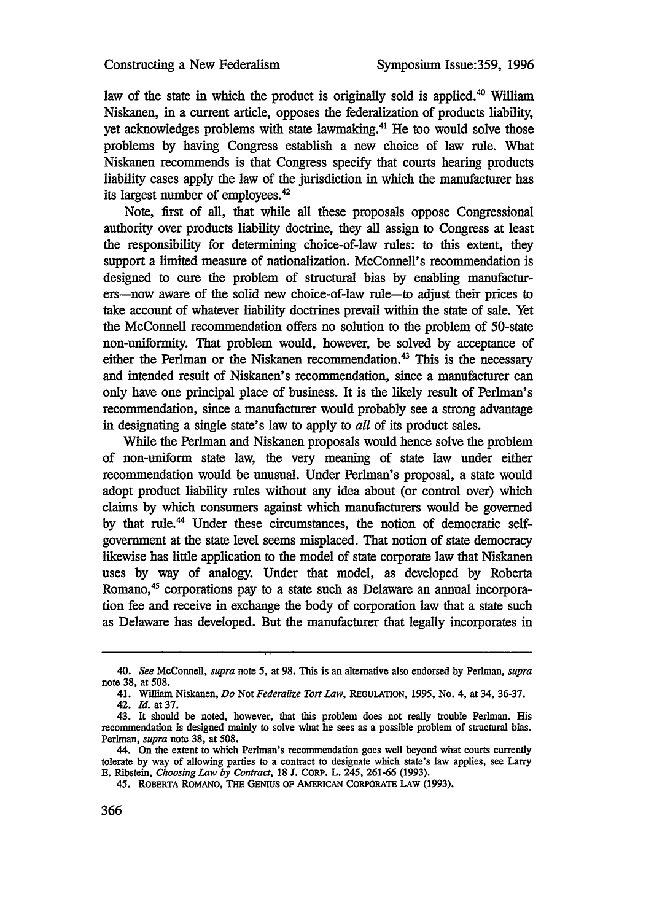law of the state in which the product is originally sold is applied.[40] William Niskanen, in a current article, opposes the federalization of products liability, yet acknowledges problems with state lawmaking.[41] He too would solve those problems by having Congress establish a new choice of law rule. What Niskanen recommends is that Congress specify that courts hearing products liability cases apply the law of the jurisdiction in which the manufacturer has its largest number of employees.[42]

Note, first of all, that while all these proposals oppose Congressional authority over products liability doctrine, they all assign to Congress at least the responsibility for determining choice-of-law rules: to this extent, they support a limited measure of nationalization. McConnell's recommendation is designed to cure the problem of structural bias by enabling manufacturers—now aware of the solid new choice-of-law rule—to adjust their prices to take account of whatever liability doctrines prevail within the state of sale. Yet the McConnell recommendation offers no solution to the problem of 50-state non-uniformity. That problem would, however, be solved by acceptance of either the Perlman or the Niskanen recommendation.[43] This is the necessary and intended result of Niskanen's recommendation, since a manufacturer can only have one principal place of business. It is the likely result of Perlman's recommendation, since a manufacturer would probably see a strong advantage in designating a single state's law to apply to *all* of its product sales.

While the Perlman and Niskanen proposals would hence solve the problem of non-uniform state law, the very meaning of state law under either recommendation would be unusual. Under Perlman's proposal, a state would adopt product liability rules without any idea about (or control over) which claims by which consumers against which manufacturers would be governed by that rule.[44] Under these circumstances, the notion of democratic self-government at the state level seems misplaced. That notion of state democracy likewise has little application to the model of state corporate law that Niskanen uses by way of analogy. Under that model, as developed by Roberta Romano,[45] corporations pay to a state such as Delaware an annual incorporation fee and receive in exchange the body of corporation law that a state such as Delaware has developed. But the manufacturer that legally incorporates in

---

40. *See* McConnell, *supra* note 5, at 98. This is an alternative also endorsed by Perlman, *supra* note 38, at 508.

41. William Niskanen, *Do* Not *Federalize Tort Law*, REGULATION, 1995, No. 4, at 34, 36-37.

42. *Id.* at 37.

43. It should be noted, however, that this problem does not really trouble Perlman. His recommendation is designed mainly to solve what he sees as a possible problem of structural bias. Perlman, *supra* note 38, at 508.

44. On the extent to which Perlman's recommendation goes well beyond what courts currently tolerate by way of allowing parties to a contract to designate which state's law applies, see Larry E. Ribstein, *Choosing Law by Contract*, 18 J. CORP. L. 245, 261-66 (1993).

45. ROBERTA ROMANO, THE GENIUS OF AMERICAN CORPORATE LAW (1993).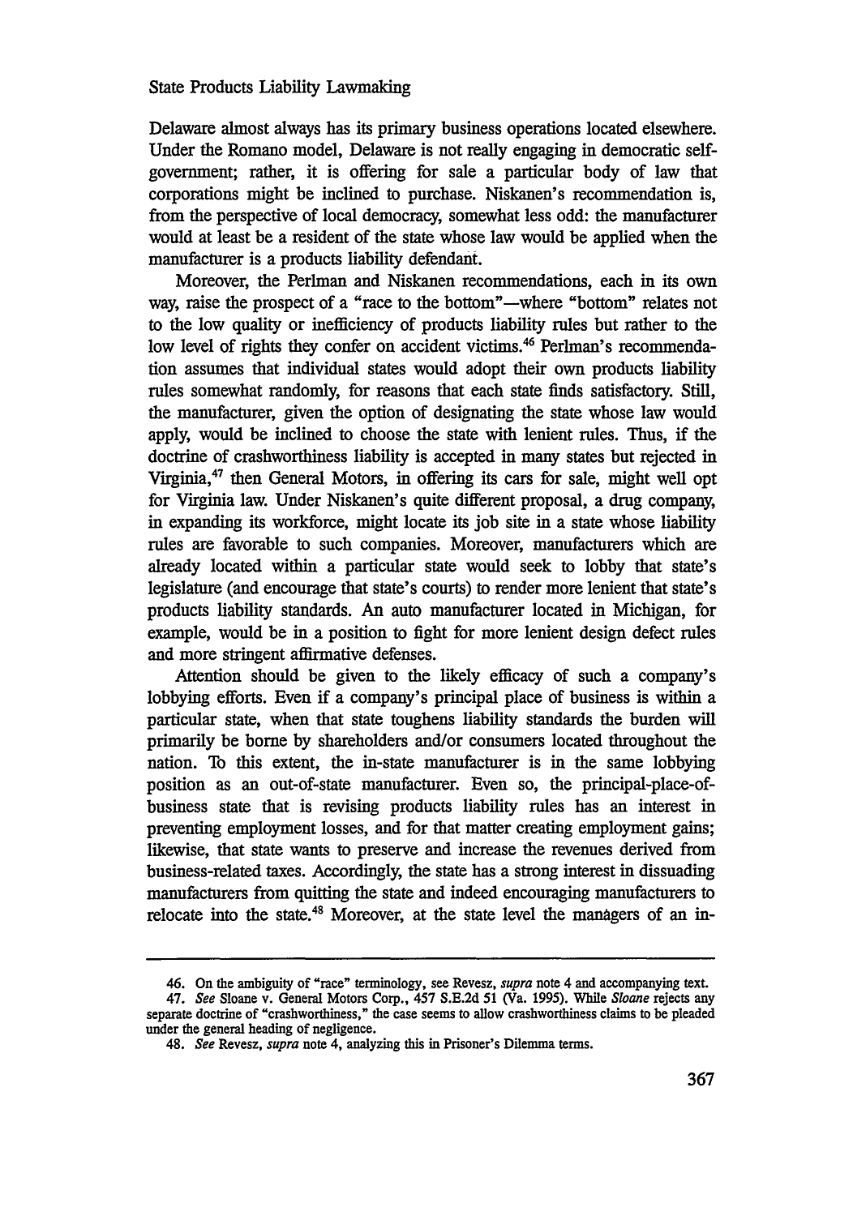Delaware almost always has its primary business operations located elsewhere. Under the Romano model, Delaware is not really engaging in democratic self-government; rather, it is offering for sale a particular body of law that corporations might be inclined to purchase. Niskanen's recommendation is, from the perspective of local democracy, somewhat less odd: the manufacturer would at least be a resident of the state whose law would be applied when the manufacturer is a products liability defendant.

Moreover, the Perlman and Niskanen recommendations, each in its own way, raise the prospect of a "race to the bottom"—where "bottom" relates not to the low quality or inefficiency of products liability rules but rather to the low level of rights they confer on accident victims.[46] Perlman's recommendation assumes that individual states would adopt their own products liability rules somewhat randomly, for reasons that each state finds satisfactory. Still, the manufacturer, given the option of designating the state whose law would apply, would be inclined to choose the state with lenient rules. Thus, if the doctrine of crashworthiness liability is accepted in many states but rejected in Virginia,[47] then General Motors, in offering its cars for sale, might well opt for Virginia law. Under Niskanen's quite different proposal, a drug company, in expanding its workforce, might locate its job site in a state whose liability rules are favorable to such companies. Moreover, manufacturers which are already located within a particular state would seek to lobby that state's legislature (and encourage that state's courts) to render more lenient that state's products liability standards. An auto manufacturer located in Michigan, for example, would be in a position to fight for more lenient design defect rules and more stringent affirmative defenses.

Attention should be given to the likely efficacy of such a company's lobbying efforts. Even if a company's principal place of business is within a particular state, when that state toughens liability standards the burden will primarily be borne by shareholders and/or consumers located throughout the nation. To this extent, the in-state manufacturer is in the same lobbying position as an out-of-state manufacturer. Even so, the principal-place-of-business state that is revising products liability rules has an interest in preventing employment losses, and for that matter creating employment gains; likewise, that state wants to preserve and increase the revenues derived from business-related taxes. Accordingly, the state has a strong interest in dissuading manufacturers from quitting the state and indeed encouraging manufacturers to relocate into the state.[48] Moreover, at the state level the managers of an in-

---

46. On the ambiguity of "race" terminology, see Revesz, *supra* note 4 and accompanying text.

47. *See* Sloane v. General Motors Corp., 457 S.E.2d 51 (Va. 1995). While *Sloane* rejects any separate doctrine of "crashworthiness," the case seems to allow crashworthiness claims to be pleaded under the general heading of negligence.

48. *See* Revesz, *supra* note 4, analyzing this in Prisoner's Dilemma terms.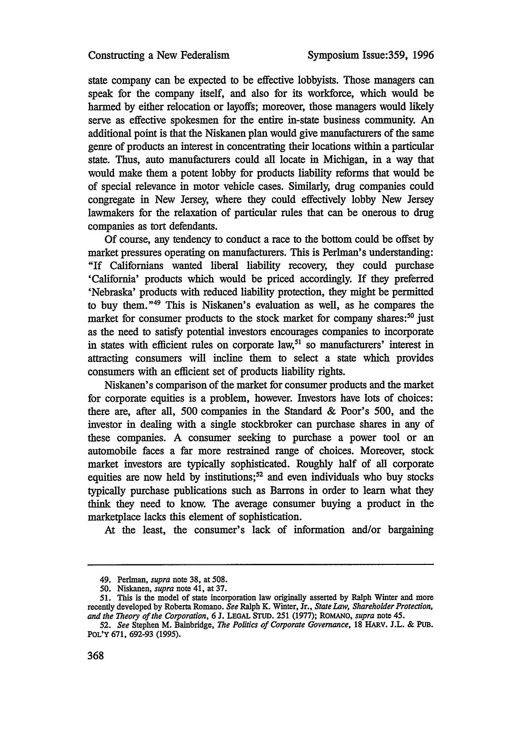state company can be expected to be effective lobbyists. Those managers can speak for the company itself, and also for its workforce, which would be harmed by either relocation or layoffs; moreover, those managers would likely serve as effective spokesmen for the entire in-state business community. An additional point is that the Niskanen plan would give manufacturers of the same genre of products an interest in concentrating their locations within a particular state. Thus, auto manufacturers could all locate in Michigan, in a way that would make them a potent lobby for products liability reforms that would be of special relevance in motor vehicle cases. Similarly, drug companies could congregate in New Jersey, where they could effectively lobby New Jersey lawmakers for the relaxation of particular rules that can be onerous to drug companies as tort defendants.

Of course, any tendency to conduct a race to the bottom could be offset by market pressures operating on manufacturers. This is Perlman's understanding: "If Californians wanted liberal liability recovery, they could purchase 'California' products which would be priced accordingly. If they preferred 'Nebraska' products with reduced liability protection, they might be permitted to buy them."[49] This is Niskanen's evaluation as well, as he compares the market for consumer products to the stock market for company shares:[50] just as the need to satisfy potential investors encourages companies to incorporate in states with efficient rules on corporate law,[51] so manufacturers' interest in attracting consumers will incline them to select a state which provides consumers with an efficient set of products liability rights.

Niskanen's comparison of the market for consumer products and the market for corporate equities is a problem, however. Investors have lots of choices: there are, after all, 500 companies in the Standard & Poor's 500, and the investor in dealing with a single stockbroker can purchase shares in any of these companies. A consumer seeking to purchase a power tool or an automobile faces a far more restrained range of choices. Moreover, stock market investors are typically sophisticated. Roughly half of all corporate equities are now held by institutions;[52] and even individuals who buy stocks typically purchase publications such as Barrons in order to learn what they think they need to know. The average consumer buying a product in the marketplace lacks this element of sophistication.

At the least, the consumer's lack of information and/or bargaining

---

49. Perlman, *supra* note 38, at 508.

50. Niskanen, *supra* note 41, at 37.

51. This is the model of state incorporation law originally asserted by Ralph Winter and more recently developed by Roberta Romano. *See* Ralph K. Winter, Jr., *State Law, Shareholder Protection, and the Theory of the Corporation*, 6 J. LEGAL STUD. 251 (1977); ROMANO, *supra* note 45.

52. *See* Stephen M. Bainbridge, *The Politics of Corporate Governance*, 18 HARV. J.L. & PUB. POL'Y 671, 692-93 (1995).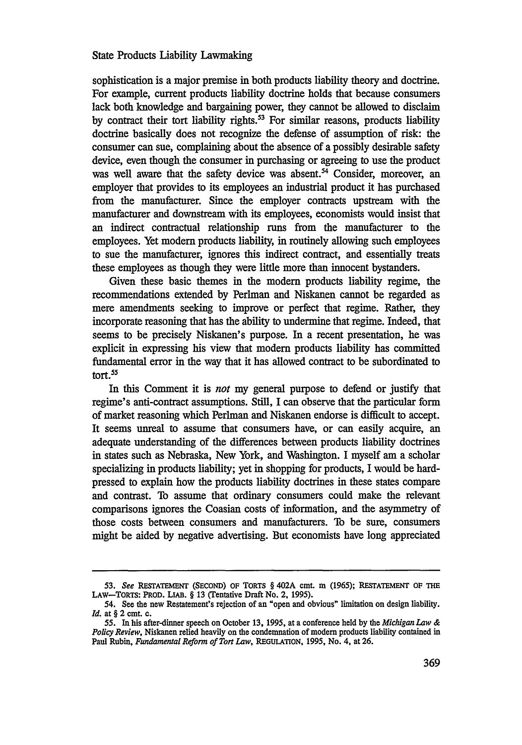sophistication is a major premise in both products liability theory and doctrine. For example, current products liability doctrine holds that because consumers lack both knowledge and bargaining power, they cannot be allowed to disclaim by contract their tort liability rights.[53] For similar reasons, products liability doctrine basically does not recognize the defense of assumption of risk: the consumer can sue, complaining about the absence of a possibly desirable safety device, even though the consumer in purchasing or agreeing to use the product was well aware that the safety device was absent.[54] Consider, moreover, an employer that provides to its employees an industrial product it has purchased from the manufacturer. Since the employer contracts upstream with the manufacturer and downstream with its employees, economists would insist that an indirect contractual relationship runs from the manufacturer to the employees. Yet modern products liability, in routinely allowing such employees to sue the manufacturer, ignores this indirect contract, and essentially treats these employees as though they were little more than innocent bystanders.

Given these basic themes in the modern products liability regime, the recommendations extended by Perlman and Niskanen cannot be regarded as mere amendments seeking to improve or perfect that regime. Rather, they incorporate reasoning that has the ability to undermine that regime. Indeed, that seems to be precisely Niskanen's purpose. In a recent presentation, he was explicit in expressing his view that modern products liability has committed fundamental error in the way that it has allowed contract to be subordinated to tort.[55]

In this Comment it is *not* my general purpose to defend or justify that regime's anti-contract assumptions. Still, I can observe that the particular form of market reasoning which Perlman and Niskanen endorse is difficult to accept. It seems unreal to assume that consumers have, or can easily acquire, an adequate understanding of the differences between products liability doctrines in states such as Nebraska, New York, and Washington. I myself am a scholar specializing in products liability; yet in shopping for products, I would be hard-pressed to explain how the products liability doctrines in these states compare and contrast. To assume that ordinary consumers could make the relevant comparisons ignores the Coasian costs of information, and the asymmetry of those costs between consumers and manufacturers. To be sure, consumers might be aided by negative advertising. But economists have long appreciated

---

53. *See* RESTATEMENT (SECOND) OF TORTS § 402A cmt. m (1965); RESTATEMENT OF THE LAW—TORTS: PROD. LIAB. § 13 (Tentative Draft No. 2, 1995).

54. See the new Restatement's rejection of an "open and obvious" limitation on design liability. *Id.* at § 2 cmt. c.

55. In his after-dinner speech on October 13, 1995, at a conference held by the *Michigan Law & Policy Review*, Niskanen relied heavily on the condemnation of modern products liability contained in Paul Rubin, *Fundamental Reform of Tort Law*, REGULATION, 1995, No. 4, at 26.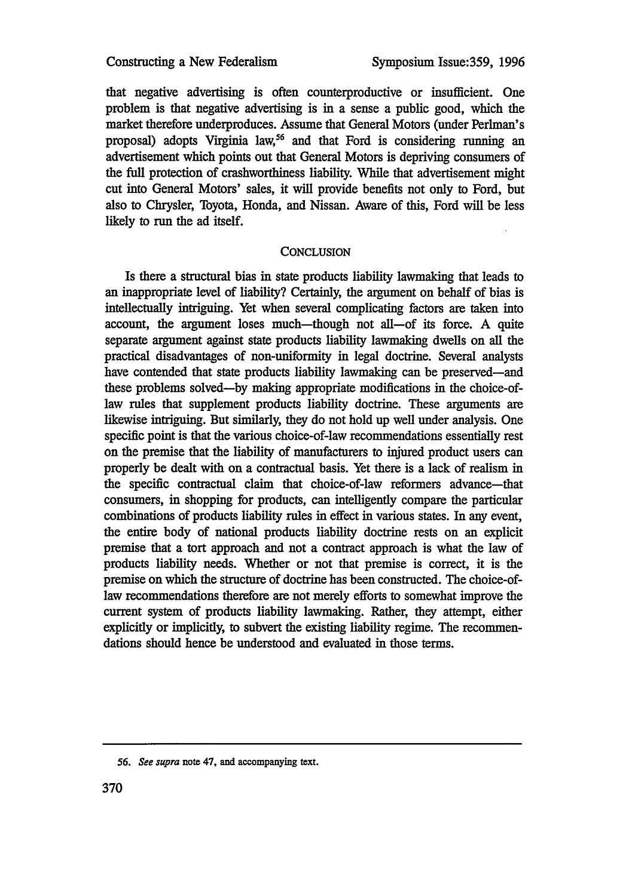that negative advertising is often counterproductive or insufficient. One problem is that negative advertising is in a sense a public good, which the market therefore underproduces. Assume that General Motors (under Perlman's proposal) adopts Virginia law,[56] and that Ford is considering running an advertisement which points out that General Motors is depriving consumers of the full protection of crashworthiness liability. While that advertisement might cut into General Motors' sales, it will provide benefits not only to Ford, but also to Chrysler, Toyota, Honda, and Nissan. Aware of this, Ford will be less likely to run the ad itself.

## CONCLUSION

Is there a structural bias in state products liability lawmaking that leads to an inappropriate level of liability? Certainly, the argument on behalf of bias is intellectually intriguing. Yet when several complicating factors are taken into account, the argument loses much—though not all—of its force. A quite separate argument against state products liability lawmaking dwells on all the practical disadvantages of non-uniformity in legal doctrine. Several analysts have contended that state products liability lawmaking can be preserved—and these problems solved—by making appropriate modifications in the choice-of-law rules that supplement products liability doctrine. These arguments are likewise intriguing. But similarly, they do not hold up well under analysis. One specific point is that the various choice-of-law recommendations essentially rest on the premise that the liability of manufacturers to injured product users can properly be dealt with on a contractual basis. Yet there is a lack of realism in the specific contractual claim that choice-of-law reformers advance—that consumers, in shopping for products, can intelligently compare the particular combinations of products liability rules in effect in various states. In any event, the entire body of national products liability doctrine rests on an explicit premise that a tort approach and not a contract approach is what the law of products liability needs. Whether or not that premise is correct, it is the premise on which the structure of doctrine has been constructed. The choice-of-law recommendations therefore are not merely efforts to somewhat improve the current system of products liability lawmaking. Rather, they attempt, either explicitly or implicitly, to subvert the existing liability regime. The recommendations should hence be understood and evaluated in those terms.

---

56. *See supra* note 47, and accompanying text.